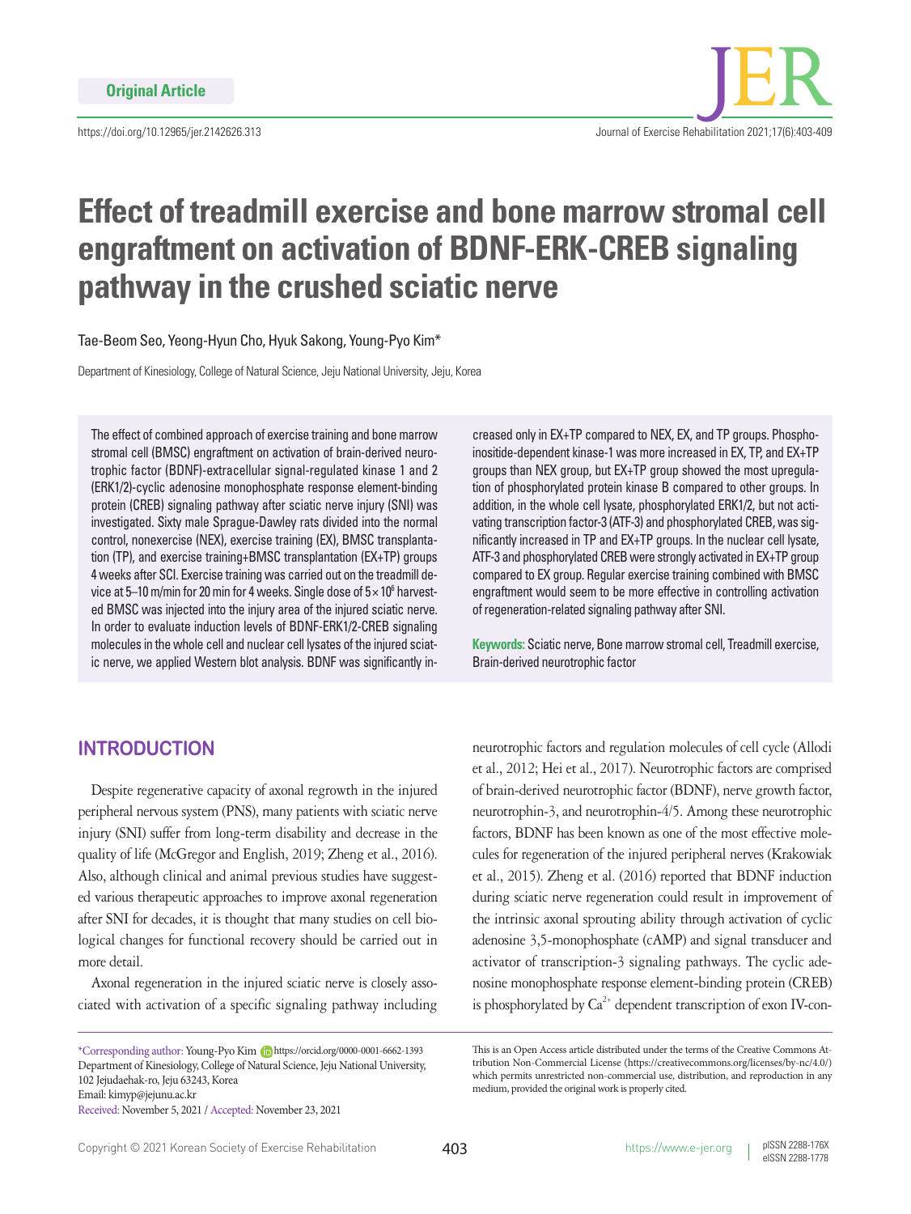Original Article

https://doi.org/10.12965/jer.2142626.313

# Effect of treadmill exercise and bone marrow stromal cell engraftment on activation of BDNF-ERK-CREB signaling pathway in the crushed sciatic nerve

Tae-Beom Seo, Yeong-Hyun Cho, Hyuk Sakong, Young-Pyo Kim*

Department of Kinesiology, College of Natural Science, Jeju National University, Jeju, Korea

The effect of combined approach of exercise training and bone marrow stromal cell (BMSC) engraftment on activation of brain-derived neurotrophic factor (BDNF)-extracellular signal-regulated kinase 1 and 2 (ERK1/2)-cyclic adenosine monophosphate response element-binding protein (CREB) signaling pathway after sciatic nerve injury (SNI) was investigated. Sixty male Sprague-Dawley rats divided into the normal control, nonexercise (NEX), exercise training (EX), BMSC transplantation (TP), and exercise training+BMSC transplantation (EX+TP) groups 4 weeks after SCI. Exercise training was carried out on the treadmill device at 5–10 m/min for 20 min for 4 weeks. Single dose of $5\times10^6$ harvested BMSC was injected into the injury area of the injured sciatic nerve. In order to evaluate induction levels of BDNF-ERK1/2-CREB signaling molecules in the whole cell and nuclear cell lysates of the injured sciatic nerve, we applied Western blot analysis. BDNF was significantly increased only in EX+TP compared to NEX, EX, and TP groups. Phosphoinositide-dependent kinase-1 was more increased in EX, TP, and EX+TP groups than NEX group, but EX+TP group showed the most upregulation of phosphorylated protein kinase B compared to other groups. In addition, in the whole cell lysate, phosphorylated ERK1/2, but not activating transcription factor-3 (ATF-3) and phosphorylated CREB, was significantly increased in TP and EX+TP groups. In the nuclear cell lysate, ATF-3 and phosphorylated CREB were strongly activated in EX+TP group compared to EX group. Regular exercise training combined with BMSC engraftment would seem to be more effective in controlling activation of regeneration-related signaling pathway after SNI.

**Keywords:** Sciatic nerve, Bone marrow stromal cell, Treadmill exercise, Brain-derived neurotrophic factor

## INTRODUCTION

Despite regenerative capacity of axonal regrowth in the injured peripheral nervous system (PNS), many patients with sciatic nerve injury (SNI) suffer from long-term disability and decrease in the quality of life (McGregor and English, 2019; Zheng et al., 2016). Also, although clinical and animal previous studies have suggested various therapeutic approaches to improve axonal regeneration after SNI for decades, it is thought that many studies on cell biological changes for functional recovery should be carried out in more detail.

Axonal regeneration in the injured sciatic nerve is closely associated with activation of a specific signaling pathway including neurotrophic factors and regulation molecules of cell cycle (Allodi et al., 2012; Hei et al., 2017). Neurotrophic factors are comprised of brain-derived neurotrophic factor (BDNF), nerve growth factor, neurotrophin-3, and neurotrophin-4/5. Among these neurotrophic factors, BDNF has been known as one of the most effective molecules for regeneration of the injured peripheral nerves (Krakowiak et al., 2015). Zheng et al. (2016) reported that BDNF induction during sciatic nerve regeneration could result in improvement of the intrinsic axonal sprouting ability through activation of cyclic adenosine 3,5-monophosphate (cAMP) and signal transducer and activator of transcription-3 signaling pathways. The cyclic adenosine monophosphate response element-binding protein (CREB) is phosphorylated by $Ca^{2+}$ dependent transcription of exon IV-con-

*Corresponding author: Young-Pyo Kim https://orcid.org/0000-0001-6662-1393
Department of Kinesiology, College of Natural Science, Jeju National University, 102 Jejudaehak-ro, Jeju 63243, Korea
Email: kimyp@jejunu.ac.kr
Received: November 5, 2021 / Accepted: November 23, 2021

This is an Open Access article distributed under the terms of the Creative Commons Attribution Non-Commercial License (https://creativecommons.org/licenses/by-nc/4.0/) which permits unrestricted non-commercial use, distribution, and reproduction in any medium, provided the original work is properly cited.

Copyright © 2021 Korean Society of Exercise Rehabilitation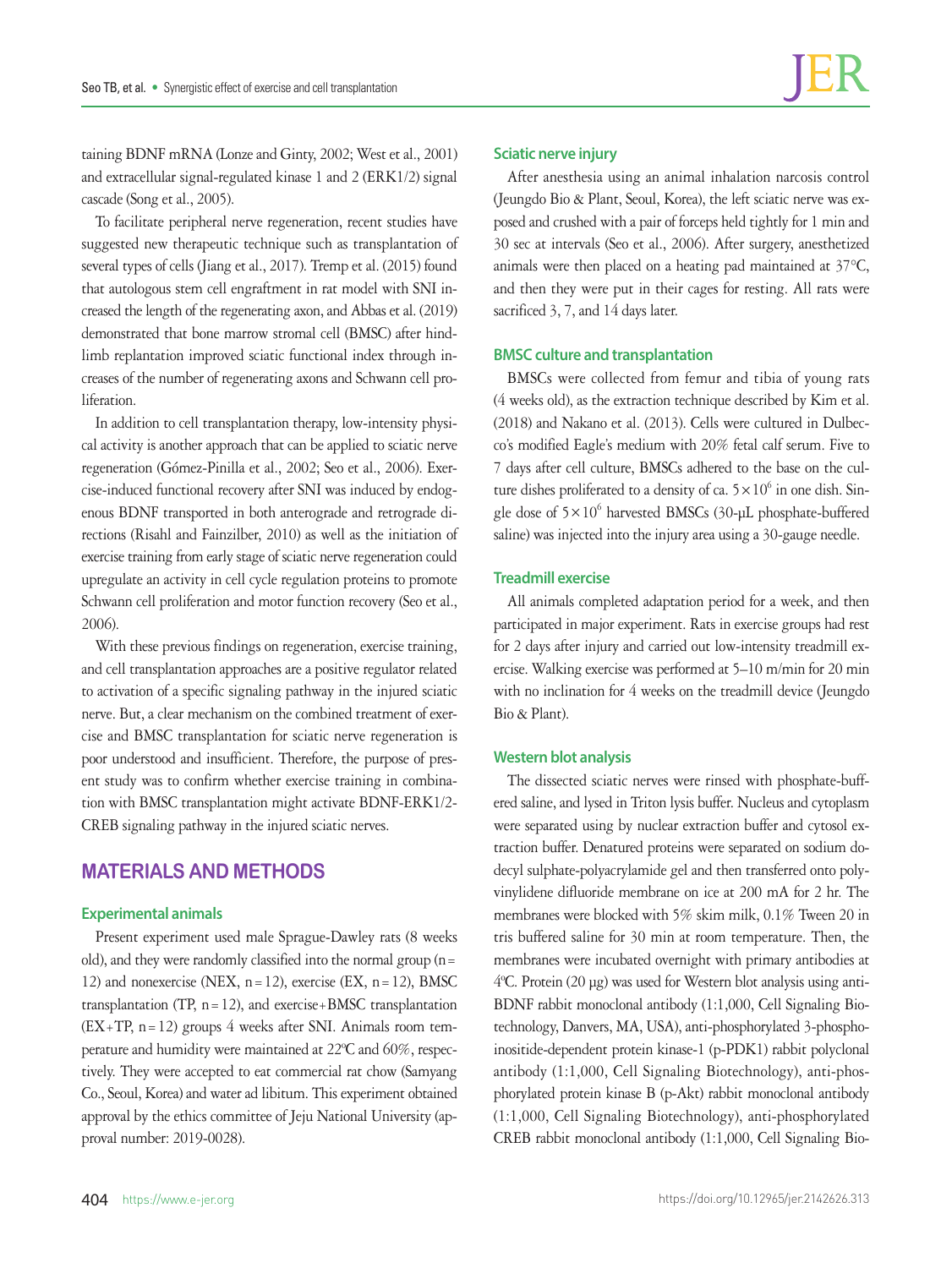taining BDNF mRNA (Lonze and Ginty, 2002; West et al., 2001) and extracellular signal-regulated kinase 1 and 2 (ERK1/2) signal cascade (Song et al., 2005).

To facilitate peripheral nerve regeneration, recent studies have suggested new therapeutic technique such as transplantation of several types of cells (Jiang et al., 2017). Tremp et al. (2015) found that autologous stem cell engraftment in rat model with SNI increased the length of the regenerating axon, and Abbas et al. (2019) demonstrated that bone marrow stromal cell (BMSC) after hindlimb replantation improved sciatic functional index through increases of the number of regenerating axons and Schwann cell proliferation.

In addition to cell transplantation therapy, low-intensity physical activity is another approach that can be applied to sciatic nerve regeneration (Gómez-Pinilla et al., 2002; Seo et al., 2006). Exercise-induced functional recovery after SNI was induced by endogenous BDNF transported in both anterograde and retrograde directions (Risahl and Fainzilber, 2010) as well as the initiation of exercise training from early stage of sciatic nerve regeneration could upregulate an activity in cell cycle regulation proteins to promote Schwann cell proliferation and motor function recovery (Seo et al., 2006).

With these previous findings on regeneration, exercise training, and cell transplantation approaches are a positive regulator related to activation of a specific signaling pathway in the injured sciatic nerve. But, a clear mechanism on the combined treatment of exercise and BMSC transplantation for sciatic nerve regeneration is poor understood and insufficient. Therefore, the purpose of present study was to confirm whether exercise training in combination with BMSC transplantation might activate BDNF-ERK1/2-CREB signaling pathway in the injured sciatic nerves.

## MATERIALS AND METHODS

### Experimental animals

Present experiment used male Sprague-Dawley rats (8 weeks old), and they were randomly classified into the normal group (n=12) and nonexercise (NEX, n=12), exercise (EX, n=12), BMSC transplantation (TP, n=12), and exercise+BMSC transplantation (EX+TP, n=12) groups 4 weeks after SNI. Animals room temperature and humidity were maintained at 22ºC and 60%, respectively. They were accepted to eat commercial rat chow (Samyang Co., Seoul, Korea) and water ad libitum. This experiment obtained approval by the ethics committee of Jeju National University (approval number: 2019-0028).

### Sciatic nerve injury

After anesthesia using an animal inhalation narcosis control (Jeungdo Bio & Plant, Seoul, Korea), the left sciatic nerve was exposed and crushed with a pair of forceps held tightly for 1 min and 30 sec at intervals (Seo et al., 2006). After surgery, anesthetized animals were then placed on a heating pad maintained at 37°C, and then they were put in their cages for resting. All rats were sacrificed 3, 7, and 14 days later.

### BMSC culture and transplantation

BMSCs were collected from femur and tibia of young rats (4 weeks old), as the extraction technique described by Kim et al. (2018) and Nakano et al. (2013). Cells were cultured in Dulbecco's modified Eagle's medium with 20% fetal calf serum. Five to 7 days after cell culture, BMSCs adhered to the base on the culture dishes proliferated to a density of ca. $5\times10^6$ in one dish. Single dose of $5\times10^6$ harvested BMSCs (30-μL phosphate-buffered saline) was injected into the injury area using a 30-gauge needle.

### Treadmill exercise

All animals completed adaptation period for a week, and then participated in major experiment. Rats in exercise groups had rest for 2 days after injury and carried out low-intensity treadmill exercise. Walking exercise was performed at 5–10 m/min for 20 min with no inclination for 4 weeks on the treadmill device (Jeungdo Bio & Plant).

### Western blot analysis

The dissected sciatic nerves were rinsed with phosphate-buffered saline, and lysed in Triton lysis buffer. Nucleus and cytoplasm were separated using by nuclear extraction buffer and cytosol extraction buffer. Denatured proteins were separated on sodium dodecyl sulphate-polyacrylamide gel and then transferred onto polyvinylidene difluoride membrane on ice at 200 mA for 2 hr. The membranes were blocked with 5% skim milk, 0.1% Tween 20 in tris buffered saline for 30 min at room temperature. Then, the membranes were incubated overnight with primary antibodies at 4ºC. Protein (20 μg) was used for Western blot analysis using anti-BDNF rabbit monoclonal antibody (1:1,000, Cell Signaling Biotechnology, Danvers, MA, USA), anti-phosphorylated 3-phosphoinositide-dependent protein kinase-1 (p-PDK1) rabbit polyclonal antibody (1:1,000, Cell Signaling Biotechnology), anti-phosphorylated protein kinase B (p-Akt) rabbit monoclonal antibody (1:1,000, Cell Signaling Biotechnology), anti-phosphorylated CREB rabbit monoclonal antibody (1:1,000, Cell Signaling Bio-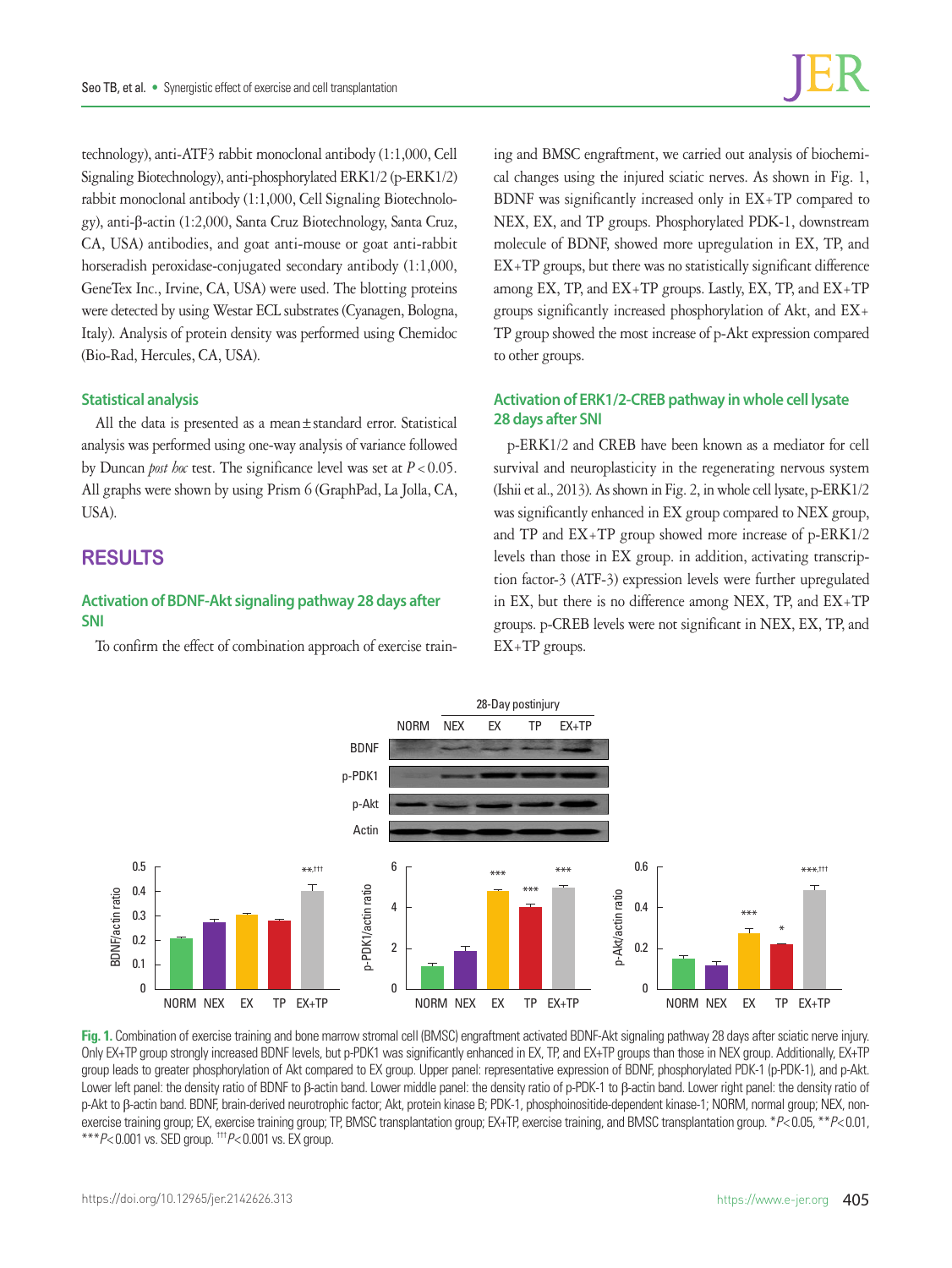technology), anti-ATF3 rabbit monoclonal antibody (1:1,000, Cell Signaling Biotechnology), anti-phosphorylated ERK1/2 (p-ERK1/2) rabbit monoclonal antibody (1:1,000, Cell Signaling Biotechnology), anti-β-actin (1:2,000, Santa Cruz Biotechnology, Santa Cruz, CA, USA) antibodies, and goat anti-mouse or goat anti-rabbit horseradish peroxidase-conjugated secondary antibody (1:1,000, GeneTex Inc., Irvine, CA, USA) were used. The blotting proteins were detected by using Westar ECL substrates (Cyanagen, Bologna, Italy). Analysis of protein density was performed using Chemidoc (Bio-Rad, Hercules, CA, USA).

### Statistical analysis

All the data is presented as a mean ± standard error. Statistical analysis was performed using one-way analysis of variance followed by Duncan *post hoc* test. The significance level was set at $P < 0.05$. All graphs were shown by using Prism 6 (GraphPad, La Jolla, CA, USA).

## RESULTS

### Activation of BDNF-Akt signaling pathway 28 days after SNI

To confirm the effect of combination approach of exercise training and BMSC engraftment, we carried out analysis of biochemical changes using the injured sciatic nerves. As shown in Fig. 1, BDNF was significantly increased only in EX+TP compared to NEX, EX, and TP groups. Phosphorylated PDK-1, downstream molecule of BDNF, showed more upregulation in EX, TP, and EX+TP groups, but there was no statistically significant difference among EX, TP, and EX+TP groups. Lastly, EX, TP, and EX+TP groups significantly increased phosphorylation of Akt, and EX+TP group showed the most increase of p-Akt expression compared to other groups.

### Activation of ERK1/2-CREB pathway in whole cell lysate 28 days after SNI

p-ERK1/2 and CREB have been known as a mediator for cell survival and neuroplasticity in the regenerating nervous system (Ishii et al., 2013). As shown in Fig. 2, in whole cell lysate, p-ERK1/2 was significantly enhanced in EX group compared to NEX group, and TP and EX+TP group showed more increase of p-ERK1/2 levels than those in EX group. in addition, activating transcription factor-3 (ATF-3) expression levels were further upregulated in EX, but there is no difference among NEX, TP, and EX+TP groups. p-CREB levels were not significant in NEX, EX, TP, and EX+TP groups.

**Fig. 1.** Combination of exercise training and bone marrow stromal cell (BMSC) engraftment activated BDNF-Akt signaling pathway 28 days after sciatic nerve injury. Only EX+TP group strongly increased BDNF levels, but p-PDK1 was significantly enhanced in EX, TP, and EX+TP groups than those in NEX group. Additionally, EX+TP group leads to greater phosphorylation of Akt compared to EX group. Upper panel: representative expression of BDNF, phosphorylated PDK-1 (p-PDK-1), and p-Akt. Lower left panel: the density ratio of BDNF to β-actin band. Lower middle panel: the density ratio of p-PDK-1 to β-actin band. Lower right panel: the density ratio of p-Akt to β-actin band. BDNF, brain-derived neurotrophic factor; Akt, protein kinase B; PDK-1, phosphoinositide-dependent kinase-1; NORM, normal group; NEX, non-exercise training group; EX, exercise training group; TP, BMSC transplantation group; EX+TP, exercise training, and BMSC transplantation group. $^{*}P < 0.05$, $^{**}P < 0.01$, $^{***}P < 0.001$ vs. SED group. $^{\dagger\dagger\dagger}P < 0.001$ vs. EX group.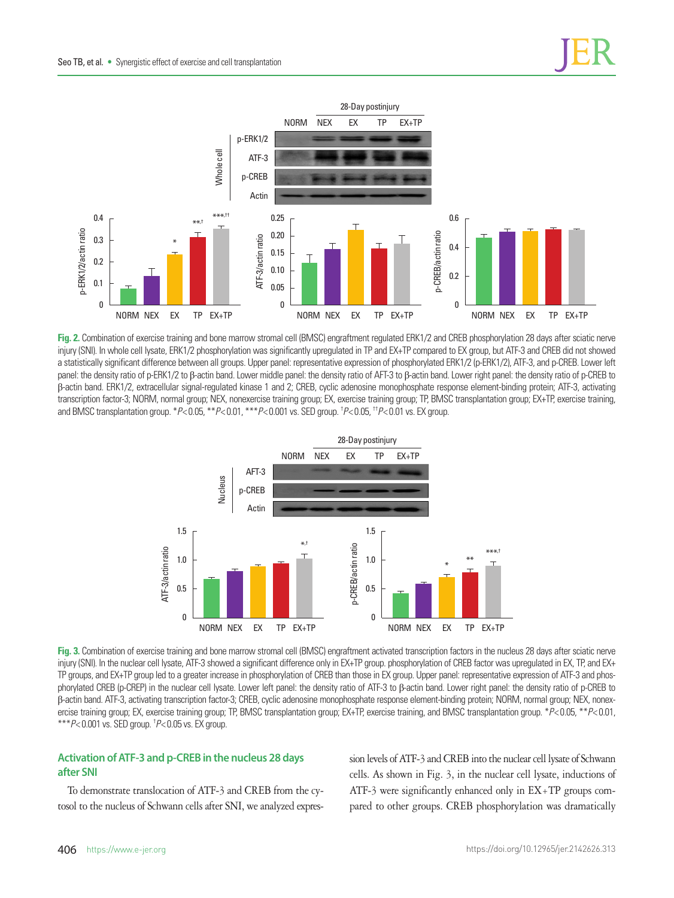**Fig. 2.** Combination of exercise training and bone marrow stromal cell (BMSC) engraftment regulated ERK1/2 and CREB phosphorylation 28 days after sciatic nerve injury (SNI). In whole cell lysate, ERK1/2 phosphorylation was significantly upregulated in TP and EX+TP compared to EX group, but ATF-3 and CREB did not showed a statistically significant difference between all groups. Upper panel: representative expression of phosphorylated ERK1/2 (p-ERK1/2), ATF-3, and p-CREB. Lower left panel: the density ratio of p-ERK1/2 to β-actin band. Lower middle panel: the density ratio of AFT-3 to β-actin band. Lower right panel: the density ratio of p-CREB to β-actin band. ERK1/2, extracellular signal-regulated kinase 1 and 2; CREB, cyclic adenosine monophosphate response element-binding protein; ATF-3, activating transcription factor-3; NORM, normal group; NEX, nonexercise training group; EX, exercise training group; TP, BMSC transplantation group; EX+TP, exercise training, and BMSC transplantation group. *$P<0.05$, **$P<0.01$, ***$P<0.001$ vs. SED group. †$P<0.05$, ††$P<0.01$ vs. EX group.

**Fig. 3.** Combination of exercise training and bone marrow stromal cell (BMSC) engraftment activated transcription factors in the nucleus 28 days after sciatic nerve injury (SNI). In the nuclear cell lysate, ATF-3 showed a significant difference only in EX+TP group. phosphorylation of CREB factor was upregulated in EX, TP, and EX+TP groups, and EX+TP group led to a greater increase in phosphorylation of CREB than those in EX group. Upper panel: representative expression of ATF-3 and phosphorylated CREB (p-CREP) in the nuclear cell lysate. Lower left panel: the density ratio of ATF-3 to β-actin band. Lower right panel: the density ratio of p-CREB to β-actin band. ATF-3, activating transcription factor-3; CREB, cyclic adenosine monophosphate response element-binding protein; NORM, normal group; NEX, nonexercise training group; EX, exercise training group; TP, BMSC transplantation group; EX+TP, exercise training, and BMSC transplantation group. *$P<0.05$, **$P<0.01$, ***$P<0.001$ vs. SED group. †$P<0.05$ vs. EX group.

### Activation of ATF-3 and p-CREB in the nucleus 28 days after SNI

To demonstrate translocation of ATF-3 and CREB from the cytosol to the nucleus of Schwann cells after SNI, we analyzed expression levels of ATF-3 and CREB into the nuclear cell lysate of Schwann cells. As shown in Fig. 3, in the nuclear cell lysate, inductions of ATF-3 were significantly enhanced only in EX+TP groups compared to other groups. CREB phosphorylation was dramatically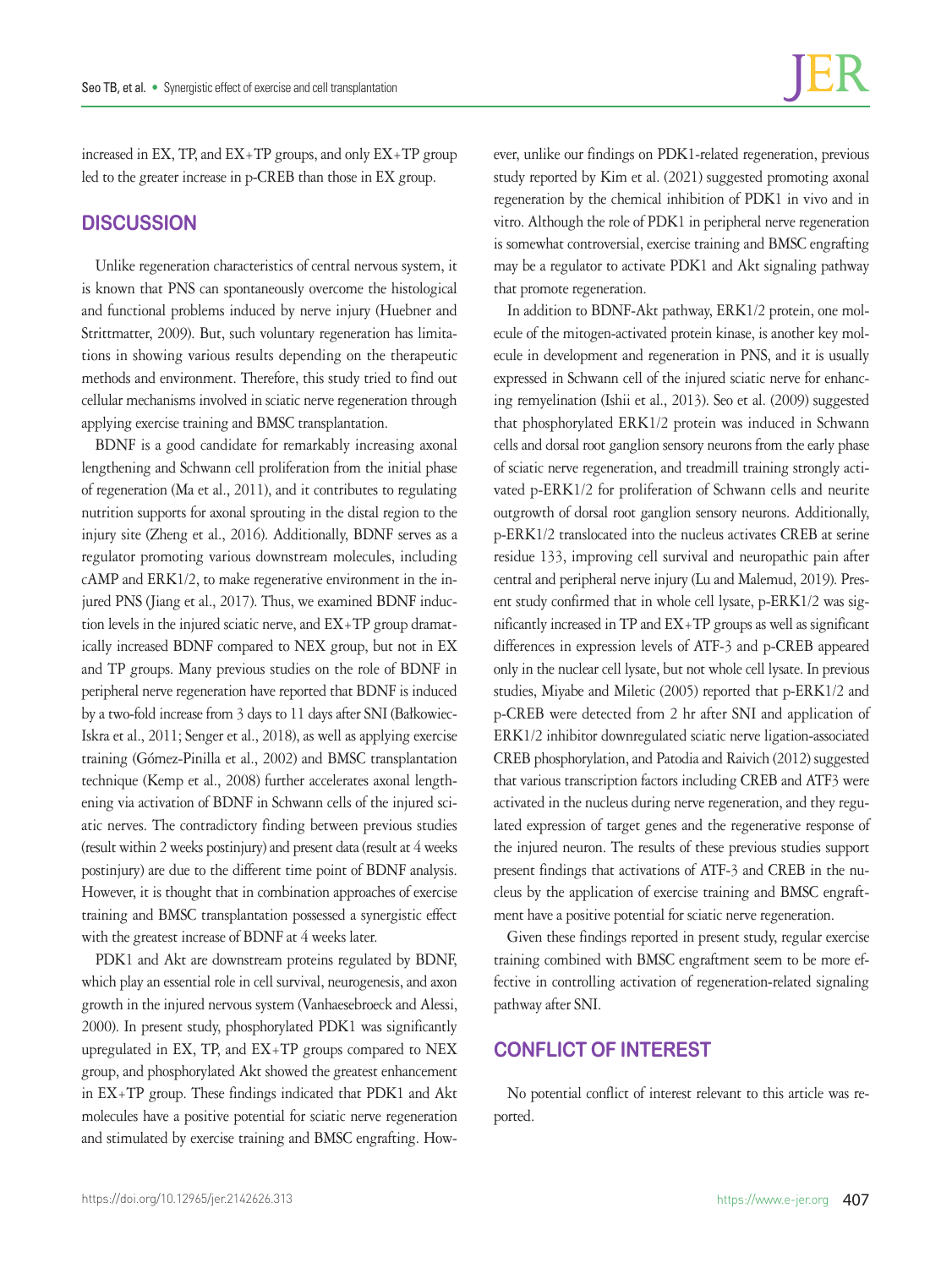increased in EX, TP, and EX+TP groups, and only EX+TP group led to the greater increase in p-CREB than those in EX group.

## DISCUSSION

Unlike regeneration characteristics of central nervous system, it is known that PNS can spontaneously overcome the histological and functional problems induced by nerve injury (Huebner and Strittmatter, 2009). But, such voluntary regeneration has limitations in showing various results depending on the therapeutic methods and environment. Therefore, this study tried to find out cellular mechanisms involved in sciatic nerve regeneration through applying exercise training and BMSC transplantation.

BDNF is a good candidate for remarkably increasing axonal lengthening and Schwann cell proliferation from the initial phase of regeneration (Ma et al., 2011), and it contributes to regulating nutrition supports for axonal sprouting in the distal region to the injury site (Zheng et al., 2016). Additionally, BDNF serves as a regulator promoting various downstream molecules, including cAMP and ERK1/2, to make regenerative environment in the injured PNS (Jiang et al., 2017). Thus, we examined BDNF induction levels in the injured sciatic nerve, and EX+TP group dramatically increased BDNF compared to NEX group, but not in EX and TP groups. Many previous studies on the role of BDNF in peripheral nerve regeneration have reported that BDNF is induced by a two-fold increase from 3 days to 11 days after SNI (Bałkowiec-Iskra et al., 2011; Senger et al., 2018), as well as applying exercise training (Gómez-Pinilla et al., 2002) and BMSC transplantation technique (Kemp et al., 2008) further accelerates axonal lengthening via activation of BDNF in Schwann cells of the injured sciatic nerves. The contradictory finding between previous studies (result within 2 weeks postinjury) and present data (result at 4 weeks postinjury) are due to the different time point of BDNF analysis. However, it is thought that in combination approaches of exercise training and BMSC transplantation possessed a synergistic effect with the greatest increase of BDNF at 4 weeks later.

PDK1 and Akt are downstream proteins regulated by BDNF, which play an essential role in cell survival, neurogenesis, and axon growth in the injured nervous system (Vanhaesebroeck and Alessi, 2000). In present study, phosphorylated PDK1 was significantly upregulated in EX, TP, and EX+TP groups compared to NEX group, and phosphorylated Akt showed the greatest enhancement in EX+TP group. These findings indicated that PDK1 and Akt molecules have a positive potential for sciatic nerve regeneration and stimulated by exercise training and BMSC engrafting. However, unlike our findings on PDK1-related regeneration, previous study reported by Kim et al. (2021) suggested promoting axonal regeneration by the chemical inhibition of PDK1 in vivo and in vitro. Although the role of PDK1 in peripheral nerve regeneration is somewhat controversial, exercise training and BMSC engrafting may be a regulator to activate PDK1 and Akt signaling pathway that promote regeneration.

In addition to BDNF-Akt pathway, ERK1/2 protein, one molecule of the mitogen-activated protein kinase, is another key molecule in development and regeneration in PNS, and it is usually expressed in Schwann cell of the injured sciatic nerve for enhancing remyelination (Ishii et al., 2013). Seo et al. (2009) suggested that phosphorylated ERK1/2 protein was induced in Schwann cells and dorsal root ganglion sensory neurons from the early phase of sciatic nerve regeneration, and treadmill training strongly activated p-ERK1/2 for proliferation of Schwann cells and neurite outgrowth of dorsal root ganglion sensory neurons. Additionally, p-ERK1/2 translocated into the nucleus activates CREB at serine residue 133, improving cell survival and neuropathic pain after central and peripheral nerve injury (Lu and Malemud, 2019). Present study confirmed that in whole cell lysate, p-ERK1/2 was significantly increased in TP and EX+TP groups as well as significant differences in expression levels of ATF-3 and p-CREB appeared only in the nuclear cell lysate, but not whole cell lysate. In previous studies, Miyabe and Miletic (2005) reported that p-ERK1/2 and p-CREB were detected from 2 hr after SNI and application of ERK1/2 inhibitor downregulated sciatic nerve ligation-associated CREB phosphorylation, and Patodia and Raivich (2012) suggested that various transcription factors including CREB and ATF3 were activated in the nucleus during nerve regeneration, and they regulated expression of target genes and the regenerative response of the injured neuron. The results of these previous studies support present findings that activations of ATF-3 and CREB in the nucleus by the application of exercise training and BMSC engraftment have a positive potential for sciatic nerve regeneration.

Given these findings reported in present study, regular exercise training combined with BMSC engraftment seem to be more effective in controlling activation of regeneration-related signaling pathway after SNI.

## CONFLICT OF INTEREST

No potential conflict of interest relevant to this article was reported.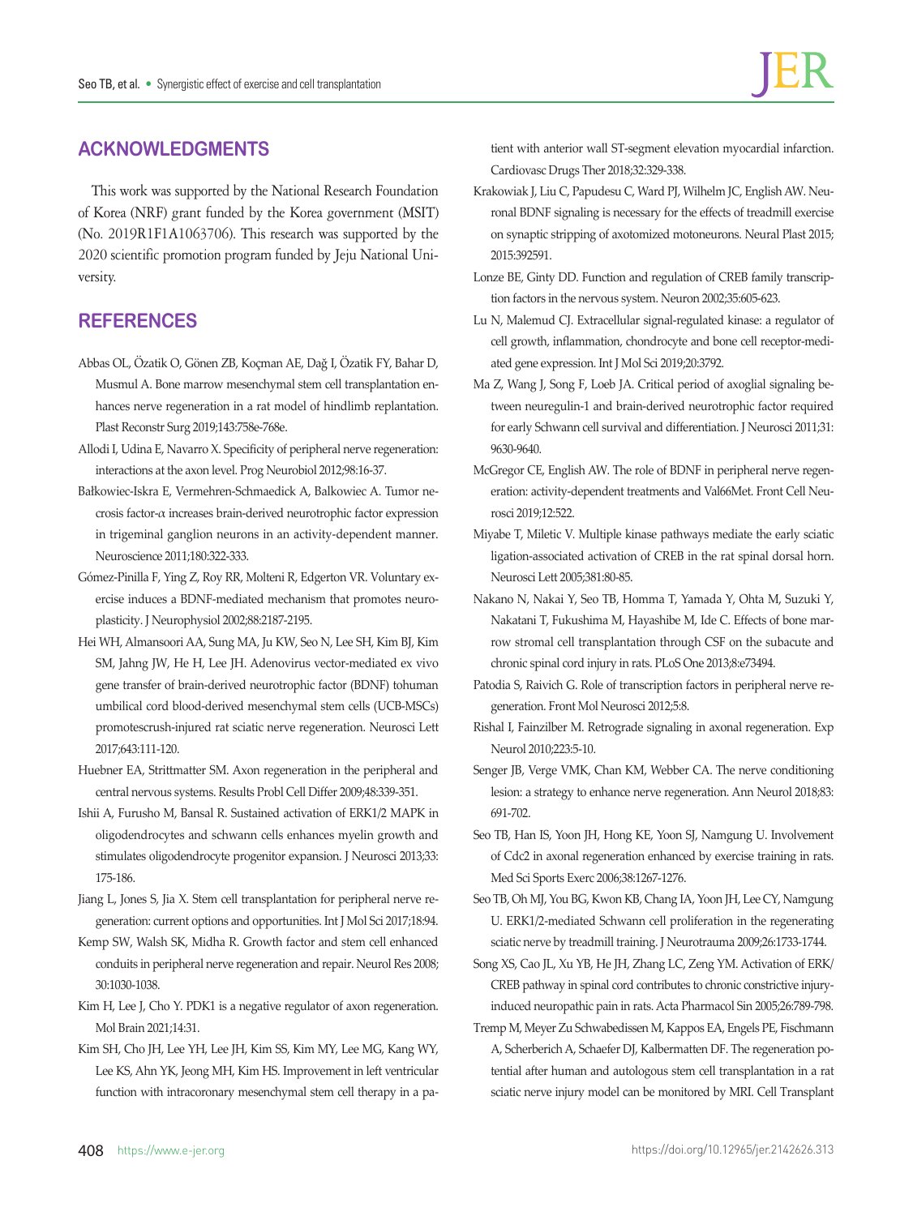## ACKNOWLEDGMENTS

This work was supported by the National Research Foundation of Korea (NRF) grant funded by the Korea government (MSIT) (No. 2019R1F1A1063706). This research was supported by the 2020 scientific promotion program funded by Jeju National University.

## REFERENCES

Abbas OL, Özatik O, Gönen ZB, Koçman AE, Dağ I, Özatik FY, Bahar D, Musmul A. Bone marrow mesenchymal stem cell transplantation enhances nerve regeneration in a rat model of hindlimb replantation. Plast Reconstr Surg 2019;143:758e-768e.

Allodi I, Udina E, Navarro X. Specificity of peripheral nerve regeneration: interactions at the axon level. Prog Neurobiol 2012;98:16-37.

Bałkowiec-Iskra E, Vermehren-Schmaedick A, Balkowiec A. Tumor necrosis factor-α increases brain-derived neurotrophic factor expression in trigeminal ganglion neurons in an activity-dependent manner. Neuroscience 2011;180:322-333.

Gómez-Pinilla F, Ying Z, Roy RR, Molteni R, Edgerton VR. Voluntary exercise induces a BDNF-mediated mechanism that promotes neuroplasticity. J Neurophysiol 2002;88:2187-2195.

Hei WH, Almansoori AA, Sung MA, Ju KW, Seo N, Lee SH, Kim BJ, Kim SM, Jahng JW, He H, Lee JH. Adenovirus vector-mediated ex vivo gene transfer of brain-derived neurotrophic factor (BDNF) tohuman umbilical cord blood-derived mesenchymal stem cells (UCB-MSCs) promotescrush-injured rat sciatic nerve regeneration. Neurosci Lett 2017;643:111-120.

Huebner EA, Strittmatter SM. Axon regeneration in the peripheral and central nervous systems. Results Probl Cell Differ 2009;48:339-351.

Ishii A, Furusho M, Bansal R. Sustained activation of ERK1/2 MAPK in oligodendrocytes and schwann cells enhances myelin growth and stimulates oligodendrocyte progenitor expansion. J Neurosci 2013;33:175-186.

Jiang L, Jones S, Jia X. Stem cell transplantation for peripheral nerve regeneration: current options and opportunities. Int J Mol Sci 2017;18:94.

Kemp SW, Walsh SK, Midha R. Growth factor and stem cell enhanced conduits in peripheral nerve regeneration and repair. Neurol Res 2008;30:1030-1038.

Kim H, Lee J, Cho Y. PDK1 is a negative regulator of axon regeneration. Mol Brain 2021;14:31.

Kim SH, Cho JH, Lee YH, Lee JH, Kim SS, Kim MY, Lee MG, Kang WY, Lee KS, Ahn YK, Jeong MH, Kim HS. Improvement in left ventricular function with intracoronary mesenchymal stem cell therapy in a patient with anterior wall ST-segment elevation myocardial infarction. Cardiovasc Drugs Ther 2018;32:329-338.

Krakowiak J, Liu C, Papudesu C, Ward PJ, Wilhelm JC, English AW. Neuronal BDNF signaling is necessary for the effects of treadmill exercise on synaptic stripping of axotomized motoneurons. Neural Plast 2015;2015:392591.

Lonze BE, Ginty DD. Function and regulation of CREB family transcription factors in the nervous system. Neuron 2002;35:605-623.

Lu N, Malemud CJ. Extracellular signal-regulated kinase: a regulator of cell growth, inflammation, chondrocyte and bone cell receptor-mediated gene expression. Int J Mol Sci 2019;20:3792.

Ma Z, Wang J, Song F, Loeb JA. Critical period of axoglial signaling between neuregulin-1 and brain-derived neurotrophic factor required for early Schwann cell survival and differentiation. J Neurosci 2011;31:9630-9640.

McGregor CE, English AW. The role of BDNF in peripheral nerve regeneration: activity-dependent treatments and Val66Met. Front Cell Neurosci 2019;12:522.

Miyabe T, Miletic V. Multiple kinase pathways mediate the early sciatic ligation-associated activation of CREB in the rat spinal dorsal horn. Neurosci Lett 2005;381:80-85.

Nakano N, Nakai Y, Seo TB, Homma T, Yamada Y, Ohta M, Suzuki Y, Nakatani T, Fukushima M, Hayashibe M, Ide C. Effects of bone marrow stromal cell transplantation through CSF on the subacute and chronic spinal cord injury in rats. PLoS One 2013;8:e73494.

Patodia S, Raivich G. Role of transcription factors in peripheral nerve regeneration. Front Mol Neurosci 2012;5:8.

Rishal I, Fainzilber M. Retrograde signaling in axonal regeneration. Exp Neurol 2010;223:5-10.

Senger JB, Verge VMK, Chan KM, Webber CA. The nerve conditioning lesion: a strategy to enhance nerve regeneration. Ann Neurol 2018;83:691-702.

Seo TB, Han IS, Yoon JH, Hong KE, Yoon SJ, Namgung U. Involvement of Cdc2 in axonal regeneration enhanced by exercise training in rats. Med Sci Sports Exerc 2006;38:1267-1276.

Seo TB, Oh MJ, You BG, Kwon KB, Chang IA, Yoon JH, Lee CY, Namgung U. ERK1/2-mediated Schwann cell proliferation in the regenerating sciatic nerve by treadmill training. J Neurotrauma 2009;26:1733-1744.

Song XS, Cao JL, Xu YB, He JH, Zhang LC, Zeng YM. Activation of ERK/CREB pathway in spinal cord contributes to chronic constrictive injury-induced neuropathic pain in rats. Acta Pharmacol Sin 2005;26:789-798.

Tremp M, Meyer Zu Schwabedissen M, Kappos EA, Engels PE, Fischmann A, Scherberich A, Schaefer DJ, Kalbermatten DF. The regeneration potential after human and autologous stem cell transplantation in a rat sciatic nerve injury model can be monitored by MRI. Cell Transplant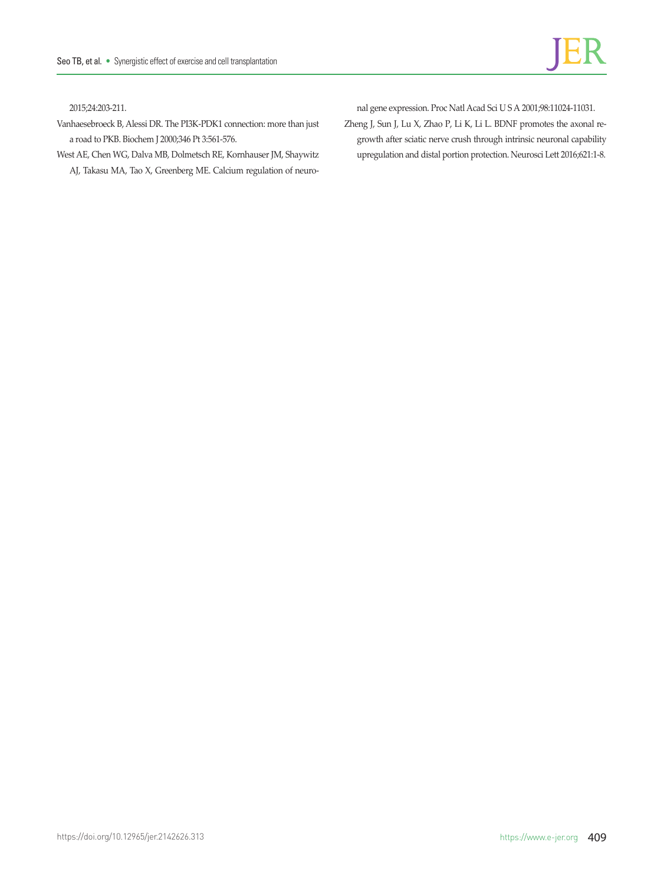2015;24:203-211.

Vanhaesebroeck B, Alessi DR. The PI3K-PDK1 connection: more than just a road to PKB. Biochem J 2000;346 Pt 3:561-576.

West AE, Chen WG, Dalva MB, Dolmetsch RE, Kornhauser JM, Shaywitz AJ, Takasu MA, Tao X, Greenberg ME. Calcium regulation of neuronal gene expression. Proc Natl Acad Sci U S A 2001;98:11024-11031.

Zheng J, Sun J, Lu X, Zhao P, Li K, Li L. BDNF promotes the axonal regrowth after sciatic nerve crush through intrinsic neuronal capability upregulation and distal portion protection. Neurosci Lett 2016;621:1-8.